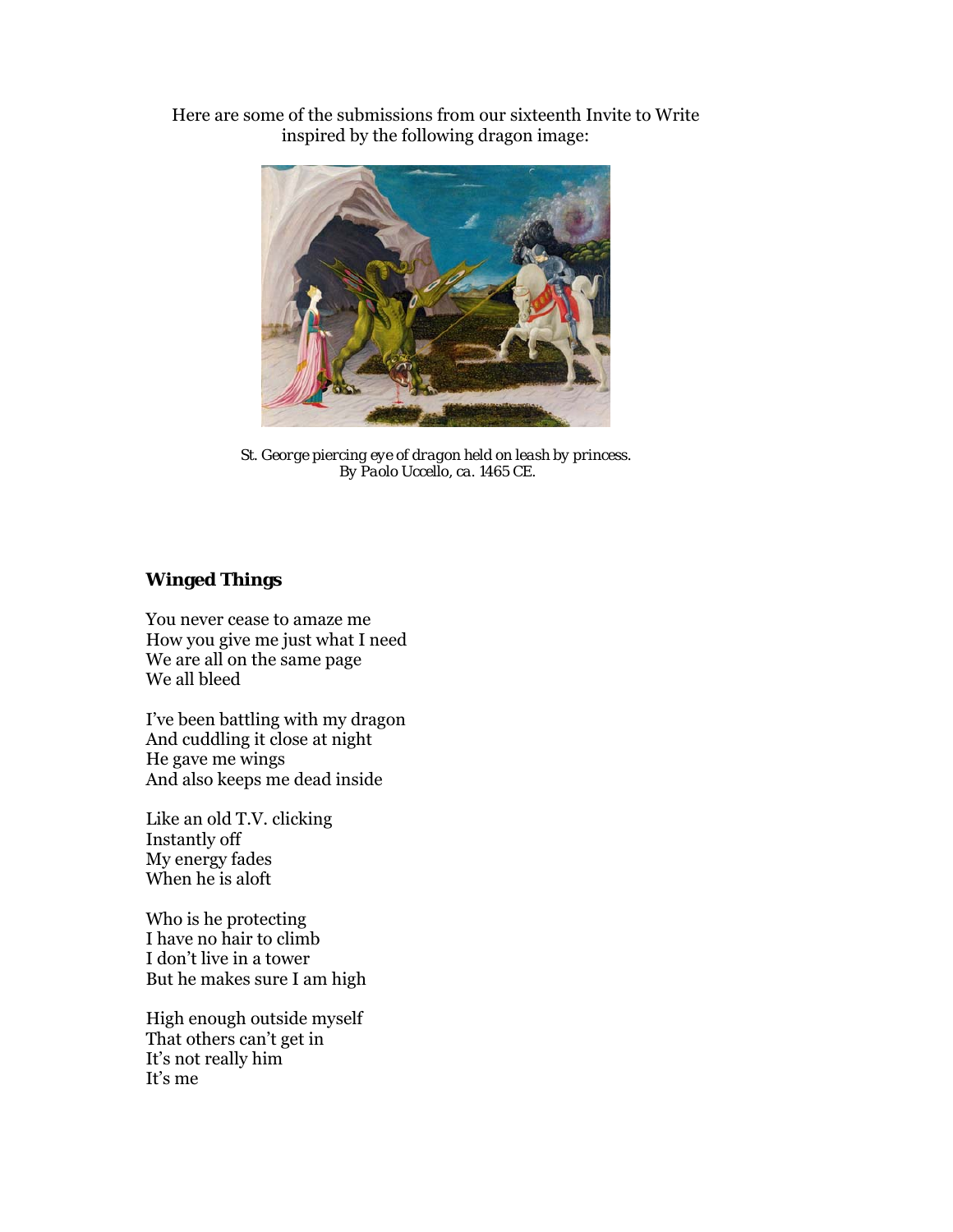Here are some of the submissions from our sixteenth Invite to Write inspired by the following dragon image:

*St. George piercing eye of dragon held on leash by princess. By Paolo Uccello, ca. 1465 CE.*

**Winged Things**

You never cease to amaze me
How you give me just what I need
We are all on the same page
We all bleed

I've been battling with my dragon
And cuddling it close at night
He gave me wings
And also keeps me dead inside

Like an old T.V. clicking
Instantly off
My energy fades
When he is aloft

Who is he protecting
I have no hair to climb
I don't live in a tower
But he makes sure I am high

High enough outside myself
That others can't get in
It's not really him
It's me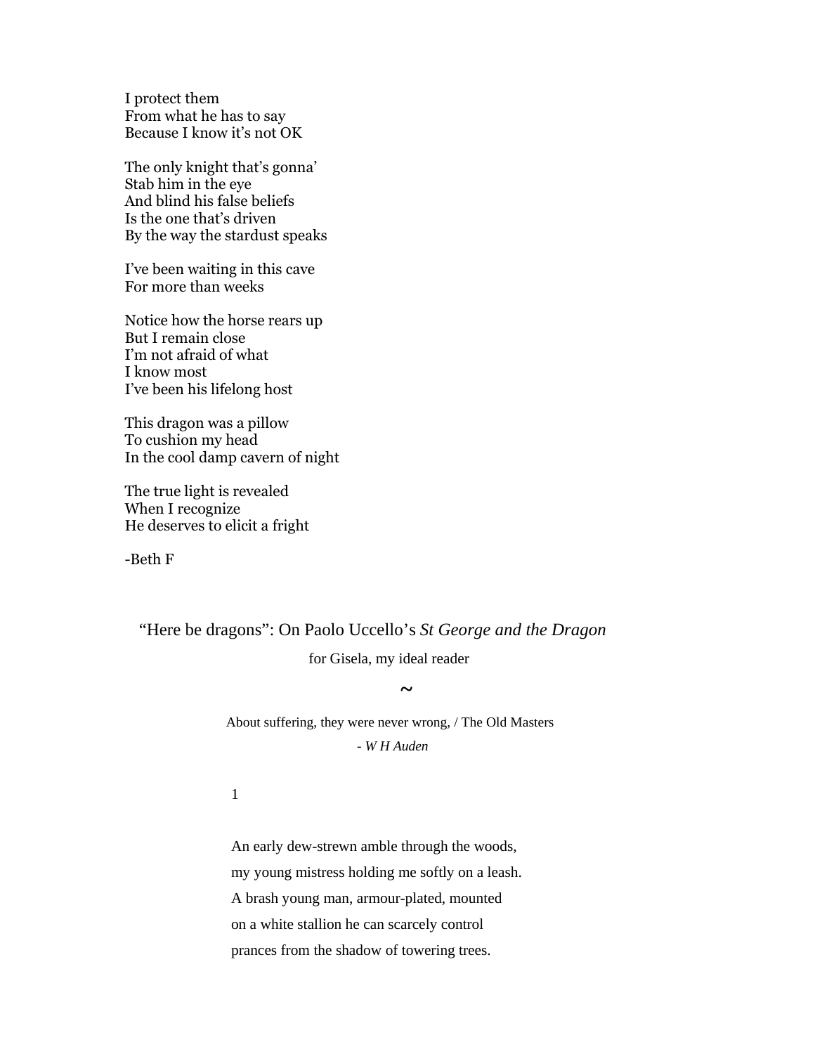I protect them  
From what he has to say  
Because I know it's not OK

The only knight that's gonna'  
Stab him in the eye  
And blind his false beliefs  
Is the one that's driven  
By the way the stardust speaks

I've been waiting in this cave  
For more than weeks

Notice how the horse rears up  
But I remain close  
I'm not afraid of what  
I know most  
I've been his lifelong host

This dragon was a pillow  
To cushion my head  
In the cool damp cavern of night

The true light is revealed  
When I recognize  
He deserves to elicit a fright

-Beth F

## "Here be dragons": On Paolo Uccello's *St George and the Dragon*

for Gisela, my ideal reader

~

About suffering, they were never wrong, / The Old Masters

- *W H Auden*

1

An early dew-strewn amble through the woods,  
my young mistress holding me softly on a leash.  
A brash young man, armour-plated, mounted  
on a white stallion he can scarcely control  
prances from the shadow of towering trees.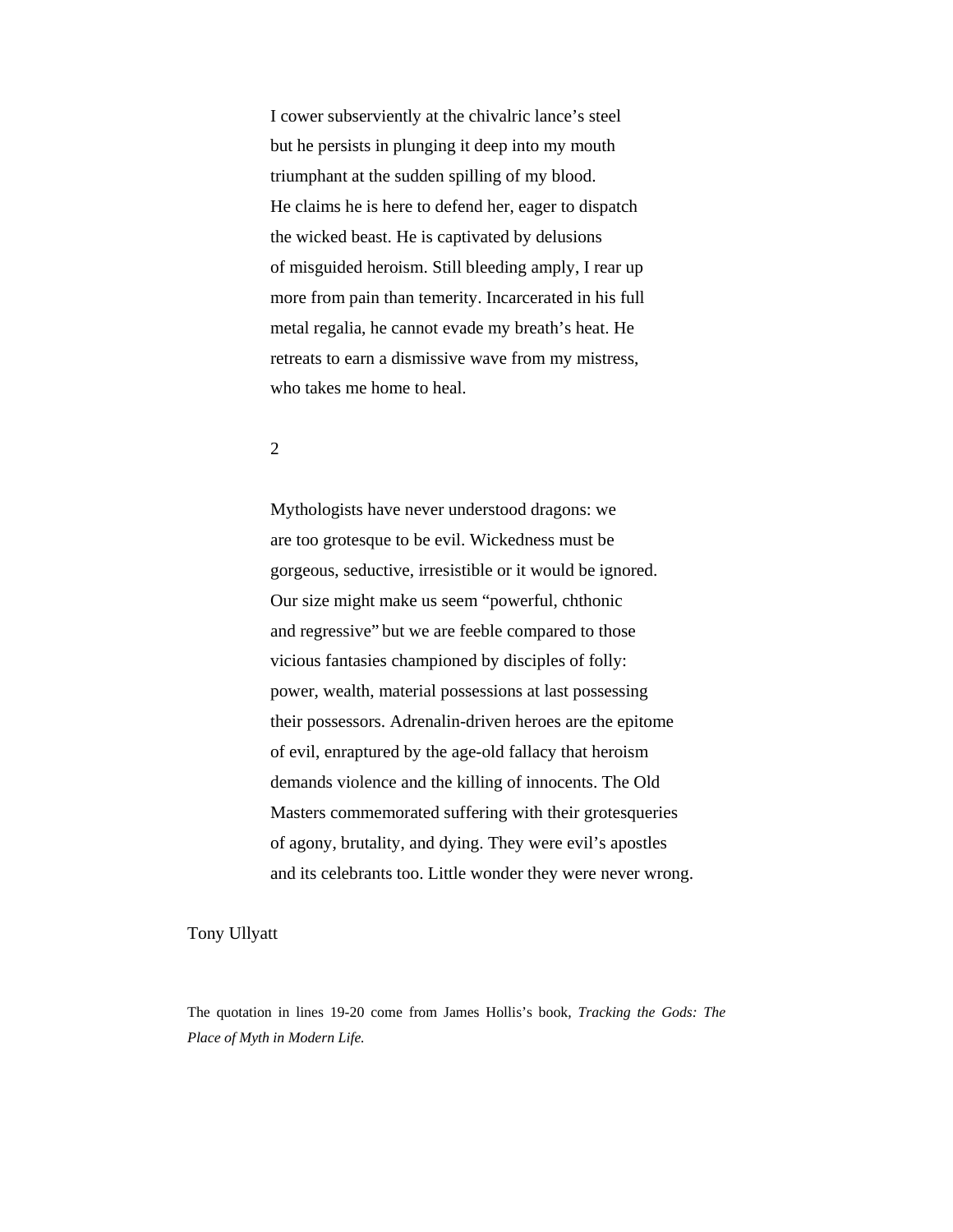I cower subserviently at the chivalric lance's steel
but he persists in plunging it deep into my mouth
triumphant at the sudden spilling of my blood.
He claims he is here to defend her, eager to dispatch
the wicked beast. He is captivated by delusions
of misguided heroism. Still bleeding amply, I rear up
more from pain than temerity. Incarcerated in his full
metal regalia, he cannot evade my breath's heat. He
retreats to earn a dismissive wave from my mistress,
who takes me home to heal.

2

Mythologists have never understood dragons: we
are too grotesque to be evil. Wickedness must be
gorgeous, seductive, irresistible or it would be ignored.
Our size might make us seem "powerful, chthonic
and regressive" but we are feeble compared to those
vicious fantasies championed by disciples of folly:
power, wealth, material possessions at last possessing
their possessors. Adrenalin-driven heroes are the epitome
of evil, enraptured by the age-old fallacy that heroism
demands violence and the killing of innocents. The Old
Masters commemorated suffering with their grotesqueries
of agony, brutality, and dying. They were evil's apostles
and its celebrants too. Little wonder they were never wrong.

Tony Ullyatt

The quotation in lines 19-20 come from James Hollis's book, *Tracking the Gods: The Place of Myth in Modern Life.*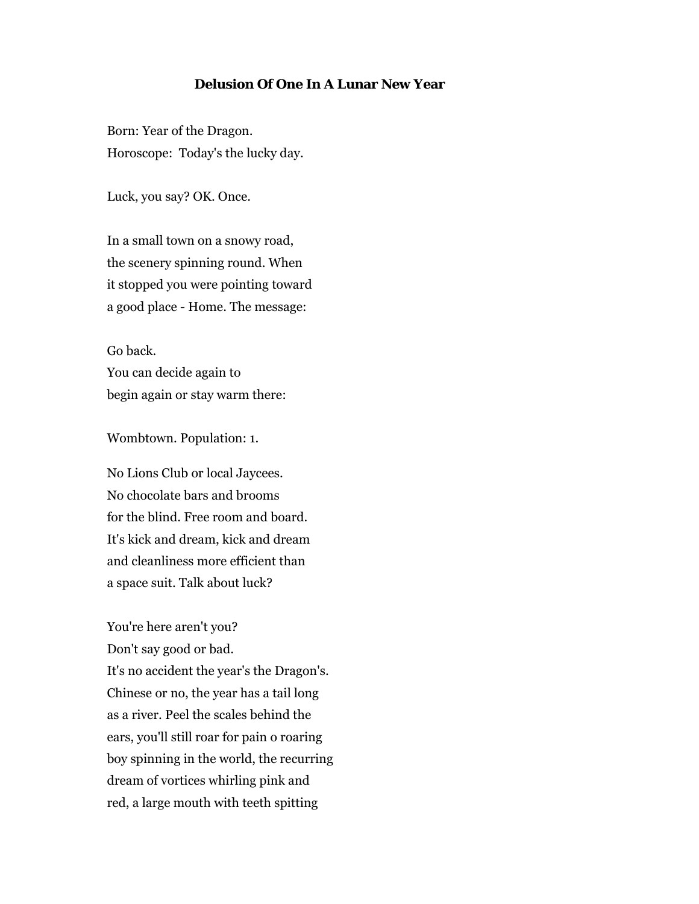**Delusion Of One In A Lunar New Year**

Born: Year of the Dragon.  
Horoscope:  Today's the lucky day.

Luck, you say? OK. Once.

In a small town on a snowy road,  
the scenery spinning round. When  
it stopped you were pointing toward  
a good place - Home. The message:

Go back.  
You can decide again to  
begin again or stay warm there:

Wombtown. Population: 1.

No Lions Club or local Jaycees.  
No chocolate bars and brooms  
for the blind. Free room and board.  
It's kick and dream, kick and dream  
and cleanliness more efficient than  
a space suit. Talk about luck?

You're here aren't you?  
Don't say good or bad.  
It's no accident the year's the Dragon's.  
Chinese or no, the year has a tail long  
as a river. Peel the scales behind the  
ears, you'll still roar for pain o roaring  
boy spinning in the world, the recurring  
dream of vortices whirling pink and  
red, a large mouth with teeth spitting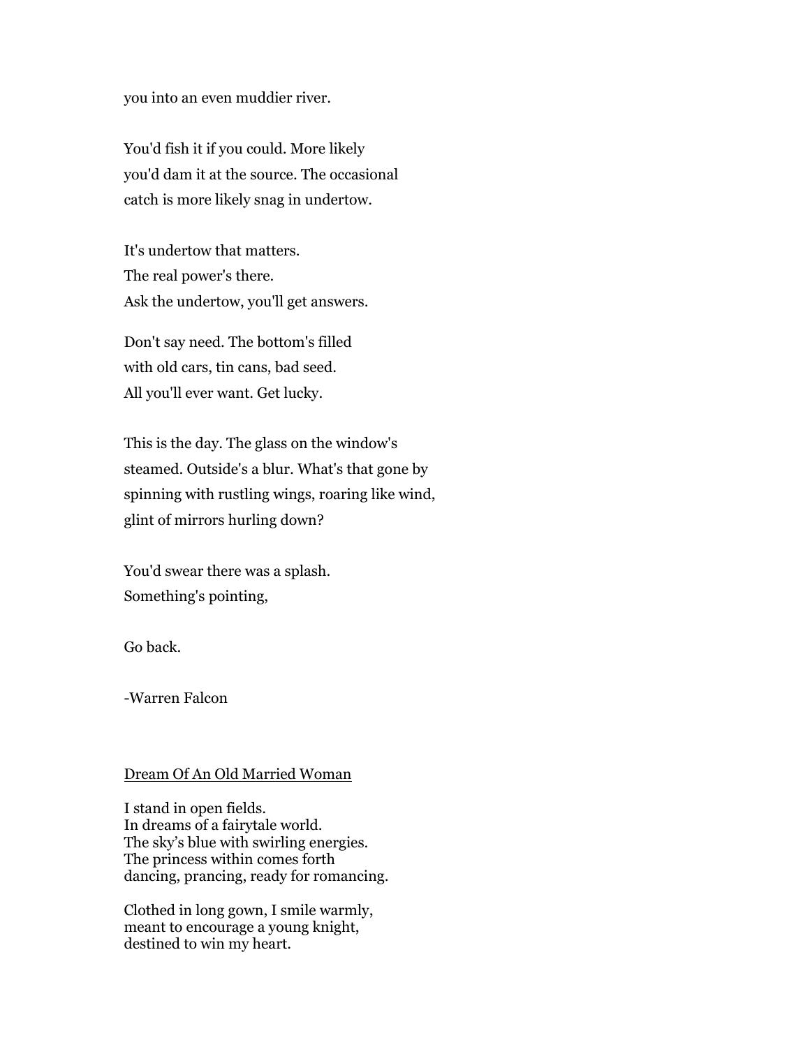you into an even muddier river.

You'd fish it if you could. More likely  
you'd dam it at the source. The occasional  
catch is more likely snag in undertow.

It's undertow that matters.  
The real power's there.  
Ask the undertow, you'll get answers.

Don't say need. The bottom's filled  
with old cars, tin cans, bad seed.  
All you'll ever want. Get lucky.

This is the day. The glass on the window's  
steamed. Outside's a blur. What's that gone by  
spinning with rustling wings, roaring like wind,  
glint of mirrors hurling down?

You'd swear there was a splash.  
Something's pointing,

Go back.

-Warren Falcon

<u>Dream Of An Old Married Woman</u>

I stand in open fields.  
In dreams of a fairytale world.  
The sky's blue with swirling energies.  
The princess within comes forth  
dancing, prancing, ready for romancing.

Clothed in long gown, I smile warmly,  
meant to encourage a young knight,  
destined to win my heart.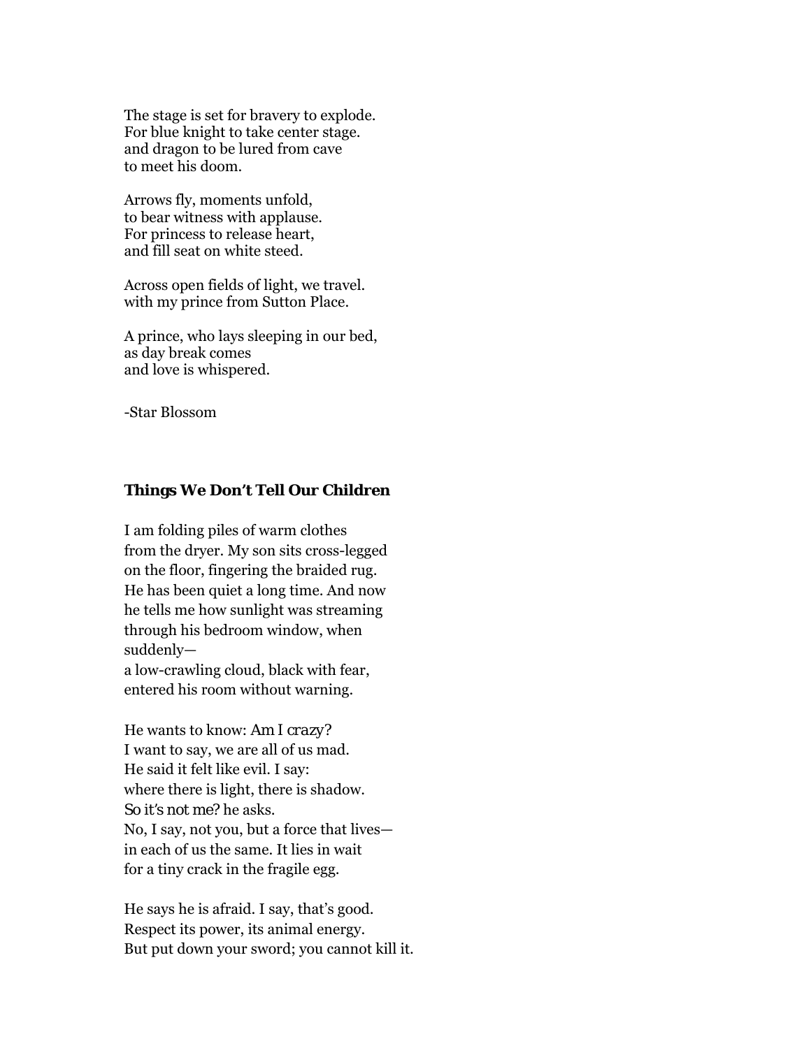The stage is set for bravery to explode.  
For blue knight to take center stage.  
and dragon to be lured from cave  
to meet his doom.

Arrows fly, moments unfold,  
to bear witness with applause.  
For princess to release heart,  
and fill seat on white steed.

Across open fields of light, we travel.  
with my prince from Sutton Place.

A prince, who lays sleeping in our bed,  
as day break comes  
and love is whispered.

-Star Blossom

**Things We Don't Tell Our Children**

I am folding piles of warm clothes  
from the dryer. My son sits cross-legged  
on the floor, fingering the braided rug.  
He has been quiet a long time. And now  
he tells me how sunlight was streaming  
through his bedroom window, when  
suddenly—  
a low-crawling cloud, black with fear,  
entered his room without warning.

He wants to know: *Am I crazy?*  
I want to say, we are all of us mad.  
He said it felt like evil. I say:  
where there is light, there is shadow.  
*So it's not me?* he asks.  
No, I say, not you, but a force that lives—  
in each of us the same. It lies in wait  
for a tiny crack in the fragile egg.

He says he is afraid. I say, that's good.  
Respect its power, its animal energy.  
But put down your sword; you cannot kill it.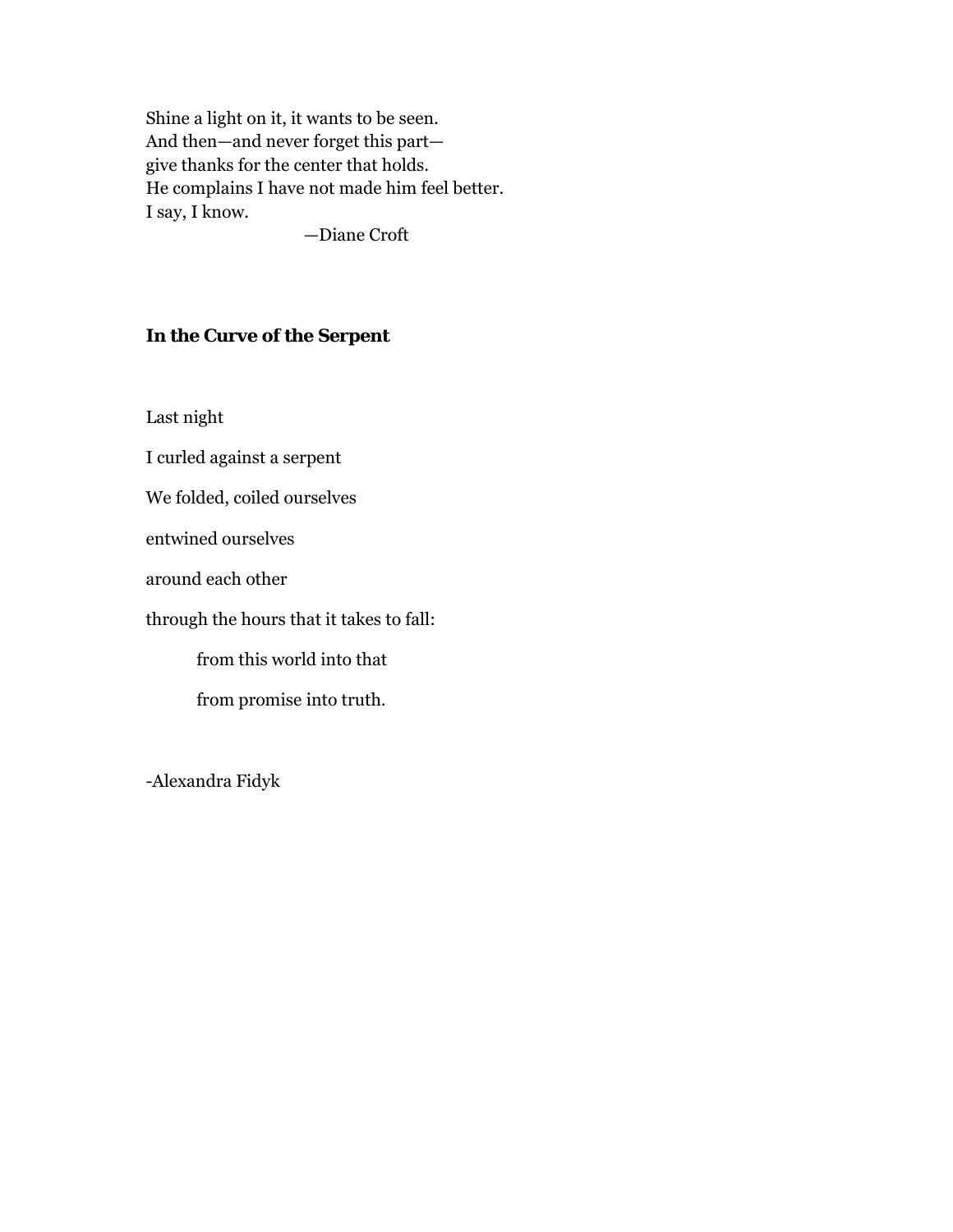Shine a light on it, it wants to be seen.  
And then—and never forget this part—  
give thanks for the center that holds.  
He complains I have not made him feel better.  
I say, I know.

—Diane Croft

**In the Curve of the Serpent**

Last night

I curled against a serpent

We folded, coiled ourselves

entwined ourselves

around each other

through the hours that it takes to fall:

from this world into that

from promise into truth.

-Alexandra Fidyk